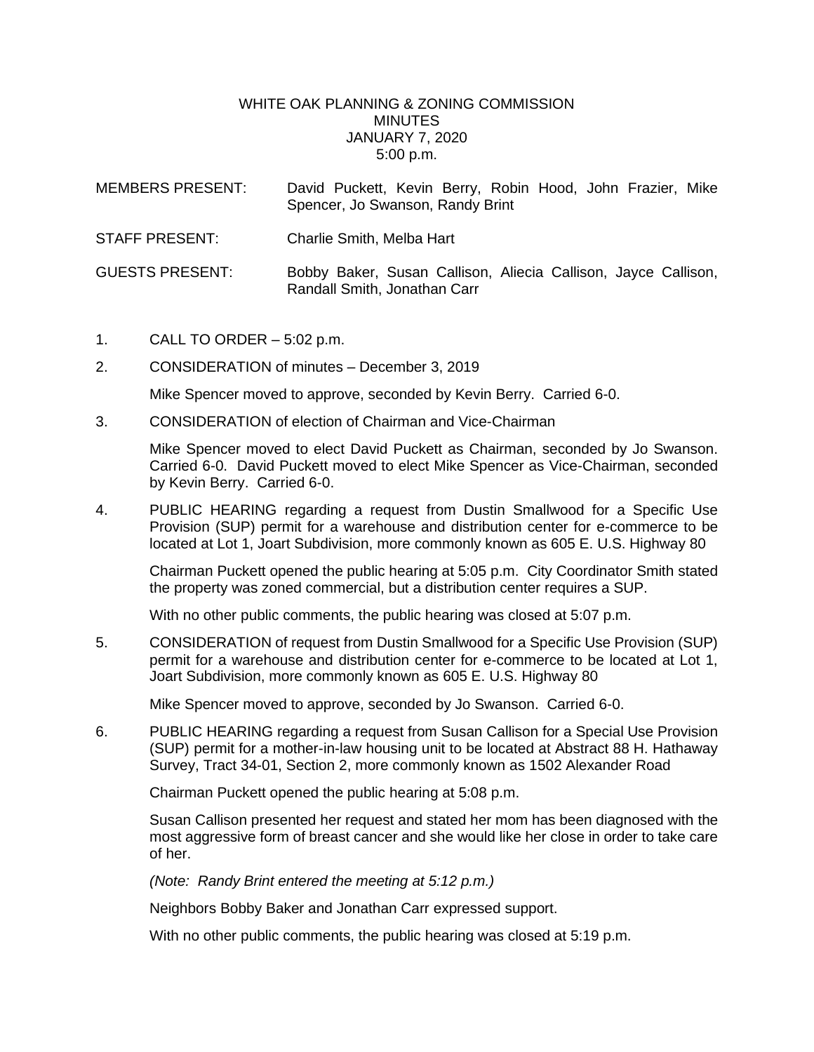# WHITE OAK PLANNING & ZONING COMMISSION
## MINUTES
## JANUARY 7, 2020
## 5:00 p.m.

MEMBERS PRESENT: David Puckett, Kevin Berry, Robin Hood, John Frazier, Mike Spencer, Jo Swanson, Randy Brint

STAFF PRESENT: Charlie Smith, Melba Hart

GUESTS PRESENT: Bobby Baker, Susan Callison, Aliecia Callison, Jayce Callison, Randall Smith, Jonathan Carr

1. CALL TO ORDER – 5:02 p.m.

2. CONSIDERATION of minutes – December 3, 2019

   Mike Spencer moved to approve, seconded by Kevin Berry. Carried 6-0.

3. CONSIDERATION of election of Chairman and Vice-Chairman

   Mike Spencer moved to elect David Puckett as Chairman, seconded by Jo Swanson. Carried 6-0. David Puckett moved to elect Mike Spencer as Vice-Chairman, seconded by Kevin Berry. Carried 6-0.

4. PUBLIC HEARING regarding a request from Dustin Smallwood for a Specific Use Provision (SUP) permit for a warehouse and distribution center for e-commerce to be located at Lot 1, Joart Subdivision, more commonly known as 605 E. U.S. Highway 80

   Chairman Puckett opened the public hearing at 5:05 p.m. City Coordinator Smith stated the property was zoned commercial, but a distribution center requires a SUP.

   With no other public comments, the public hearing was closed at 5:07 p.m.

5. CONSIDERATION of request from Dustin Smallwood for a Specific Use Provision (SUP) permit for a warehouse and distribution center for e-commerce to be located at Lot 1, Joart Subdivision, more commonly known as 605 E. U.S. Highway 80

   Mike Spencer moved to approve, seconded by Jo Swanson. Carried 6-0.

6. PUBLIC HEARING regarding a request from Susan Callison for a Special Use Provision (SUP) permit for a mother-in-law housing unit to be located at Abstract 88 H. Hathaway Survey, Tract 34-01, Section 2, more commonly known as 1502 Alexander Road

   Chairman Puckett opened the public hearing at 5:08 p.m.

   Susan Callison presented her request and stated her mom has been diagnosed with the most aggressive form of breast cancer and she would like her close in order to take care of her.

   *(Note: Randy Brint entered the meeting at 5:12 p.m.)*

   Neighbors Bobby Baker and Jonathan Carr expressed support.

   With no other public comments, the public hearing was closed at 5:19 p.m.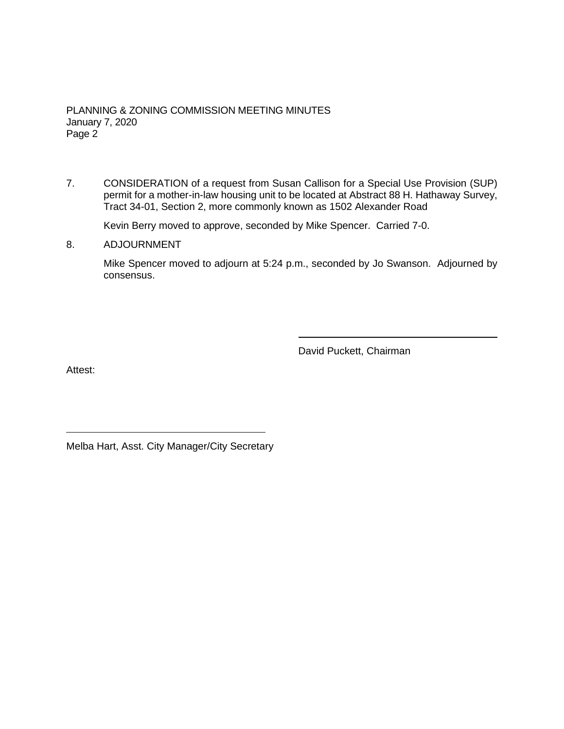7. CONSIDERATION of a request from Susan Callison for a Special Use Provision (SUP) permit for a mother-in-law housing unit to be located at Abstract 88 H. Hathaway Survey, Tract 34-01, Section 2, more commonly known as 1502 Alexander Road

   Kevin Berry moved to approve, seconded by Mike Spencer. Carried 7-0.

8. ADJOURNMENT

   Mike Spencer moved to adjourn at 5:24 p.m., seconded by Jo Swanson. Adjourned by consensus.

\_\_\_\_\_\_\_\_\_\_\_\_\_\_\_\_\_\_\_\_\_\_\_\_\_\_\_\_\_\_\_\_\_\_\_\_

David Puckett, Chairman

Attest:

\_\_\_\_\_\_\_\_\_\_\_\_\_\_\_\_\_\_\_\_\_\_\_\_\_\_\_\_\_\_\_\_\_\_\_\_

Melba Hart, Asst. City Manager/City Secretary